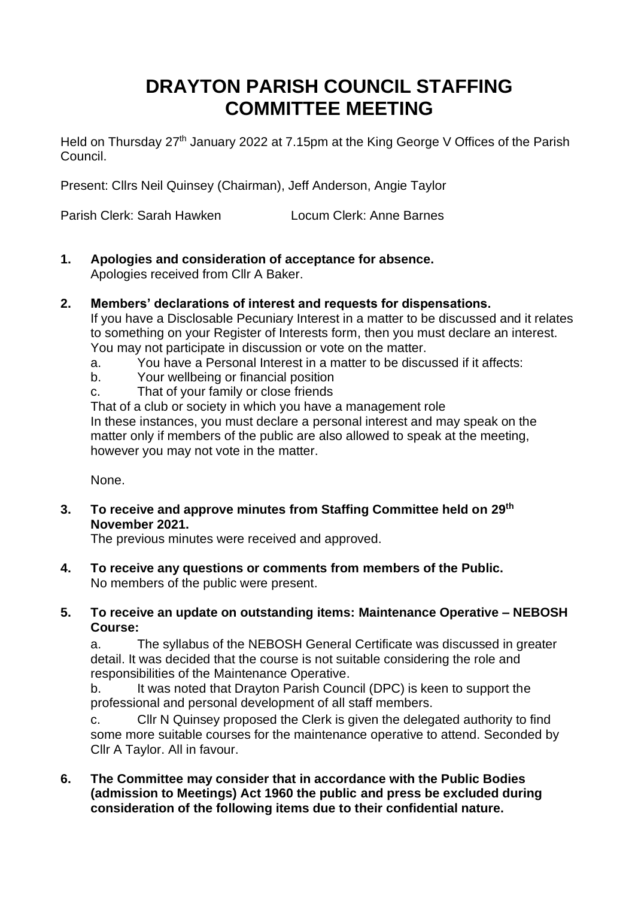# DRAYTON PARISH COUNCIL STAFFING COMMITTEE MEETING

Held on Thursday 27th January 2022 at 7.15pm at the King George V Offices of the Parish Council.

Present: Cllrs Neil Quinsey (Chairman), Jeff Anderson, Angie Taylor

Parish Clerk: Sarah Hawken Locum Clerk: Anne Barnes

1. **Apologies and consideration of acceptance for absence.**
   Apologies received from Cllr A Baker.

2. **Members' declarations of interest and requests for dispensations.**
   If you have a Disclosable Pecuniary Interest in a matter to be discussed and it relates to something on your Register of Interests form, then you must declare an interest. You may not participate in discussion or vote on the matter.
   a. You have a Personal Interest in a matter to be discussed if it affects:
   b. Your wellbeing or financial position
   c. That of your family or close friends
   That of a club or society in which you have a management role
   In these instances, you must declare a personal interest and may speak on the matter only if members of the public are also allowed to speak at the meeting, however you may not vote in the matter.

   None.

3. **To receive and approve minutes from Staffing Committee held on 29th November 2021.**
   The previous minutes were received and approved.

4. **To receive any questions or comments from members of the Public.**
   No members of the public were present.

5. **To receive an update on outstanding items: Maintenance Operative – NEBOSH Course:**
   a. The syllabus of the NEBOSH General Certificate was discussed in greater detail. It was decided that the course is not suitable considering the role and responsibilities of the Maintenance Operative.
   b. It was noted that Drayton Parish Council (DPC) is keen to support the professional and personal development of all staff members.
   c. Cllr N Quinsey proposed the Clerk is given the delegated authority to find some more suitable courses for the maintenance operative to attend. Seconded by Cllr A Taylor. All in favour.

6. **The Committee may consider that in accordance with the Public Bodies (admission to Meetings) Act 1960 the public and press be excluded during consideration of the following items due to their confidential nature.**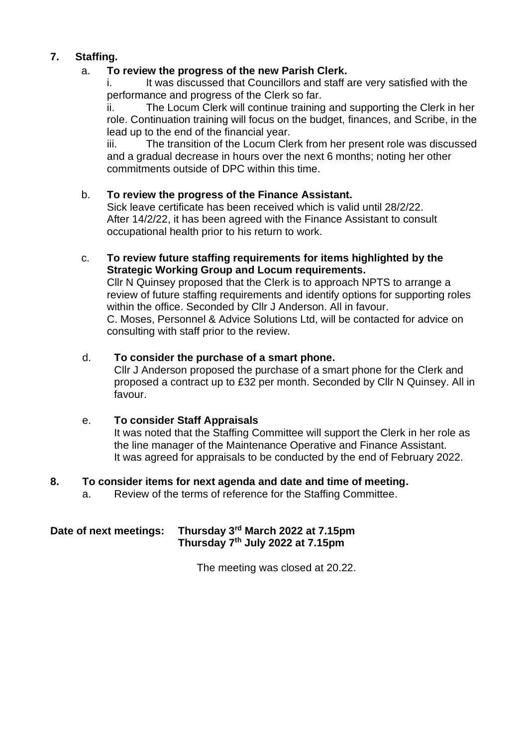**7. Staffing.**

a. **To review the progress of the new Parish Clerk.**

i. It was discussed that Councillors and staff are very satisfied with the performance and progress of the Clerk so far.

ii. The Locum Clerk will continue training and supporting the Clerk in her role. Continuation training will focus on the budget, finances, and Scribe, in the lead up to the end of the financial year.

iii. The transition of the Locum Clerk from her present role was discussed and a gradual decrease in hours over the next 6 months; noting her other commitments outside of DPC within this time.

b. **To review the progress of the Finance Assistant.**

Sick leave certificate has been received which is valid until 28/2/22. After 14/2/22, it has been agreed with the Finance Assistant to consult occupational health prior to his return to work.

c. **To review future staffing requirements for items highlighted by the Strategic Working Group and Locum requirements.**

Cllr N Quinsey proposed that the Clerk is to approach NPTS to arrange a review of future staffing requirements and identify options for supporting roles within the office. Seconded by Cllr J Anderson. All in favour.

C. Moses, Personnel & Advice Solutions Ltd, will be contacted for advice on consulting with staff prior to the review.

d. **To consider the purchase of a smart phone.**

Cllr J Anderson proposed the purchase of a smart phone for the Clerk and proposed a contract up to £32 per month. Seconded by Cllr N Quinsey. All in favour.

e. **To consider Staff Appraisals**

It was noted that the Staffing Committee will support the Clerk in her role as the line manager of the Maintenance Operative and Finance Assistant.

It was agreed for appraisals to be conducted by the end of February 2022.

**8. To consider items for next agenda and date and time of meeting.**

a. Review of the terms of reference for the Staffing Committee.

**Date of next meetings: Thursday 3rd March 2022 at 7.15pm**
**Thursday 7th July 2022 at 7.15pm**

The meeting was closed at 20.22.